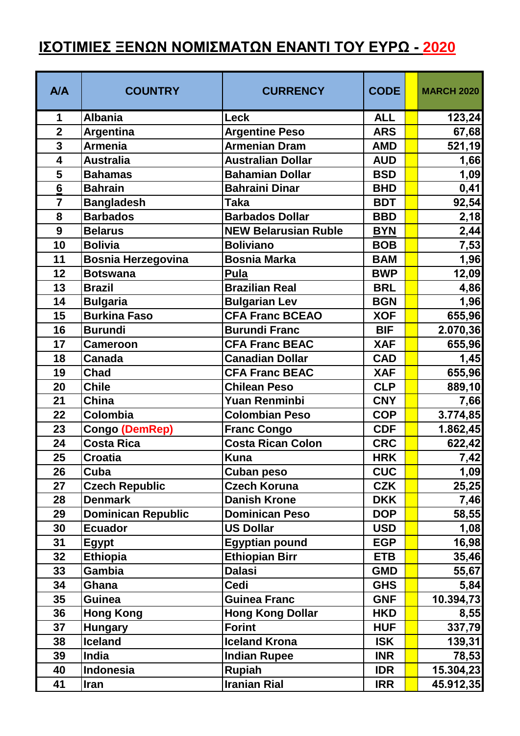# ΙΣΟΤΙΜΙΕΣ ΞΕΝΩΝ ΝΟΜΙΣΜΑΤΩΝ ΕΝΑΝΤΙ ΤΟΥ ΕΥΡΩ - 2020

| A/A | COUNTRY | CURRENCY | CODE | | MARCH 2020 |
|---|---|---|---|---|---|
| 1 | Albania | Leck | ALL | | 123,24 |
| 2 | Argentina | Argentine Peso | ARS | | 67,68 |
| 3 | Armenia | Armenian Dram | AMD | | 521,19 |
| 4 | Australia | Australian Dollar | AUD | | 1,66 |
| 5 | Bahamas | Bahamian Dollar | BSD | | 1,09 |
| 6 | Bahrain | Bahraini Dinar | BHD | | 0,41 |
| 7 | Bangladesh | Taka | BDT | | 92,54 |
| 8 | Barbados | Barbados Dollar | BBD | | 2,18 |
| 9 | Belarus | NEW Belarusian Ruble | BYN | | 2,44 |
| 10 | Bolivia | Boliviano | BOB | | 7,53 |
| 11 | Bosnia Herzegovina | Bosnia Marka | BAM | | 1,96 |
| 12 | Botswana | Pula | BWP | | 12,09 |
| 13 | Brazil | Brazilian Real | BRL | | 4,86 |
| 14 | Bulgaria | Bulgarian Lev | BGN | | 1,96 |
| 15 | Burkina Faso | CFA Franc BCEAO | XOF | | 655,96 |
| 16 | Burundi | Burundi Franc | BIF | | 2.070,36 |
| 17 | Cameroon | CFA Franc BEAC | XAF | | 655,96 |
| 18 | Canada | Canadian Dollar | CAD | | 1,45 |
| 19 | Chad | CFA Franc BEAC | XAF | | 655,96 |
| 20 | Chile | Chilean Peso | CLP | | 889,10 |
| 21 | China | Yuan Renminbi | CNY | | 7,66 |
| 22 | Colombia | Colombian Peso | COP | | 3.774,85 |
| 23 | Congo (DemRep) | Franc Congo | CDF | | 1.862,45 |
| 24 | Costa Rica | Costa Rican Colon | CRC | | 622,42 |
| 25 | Croatia | Kuna | HRK | | 7,42 |
| 26 | Cuba | Cuban peso | CUC | | 1,09 |
| 27 | Czech Republic | Czech Koruna | CZK | | 25,25 |
| 28 | Denmark | Danish Krone | DKK | | 7,46 |
| 29 | Dominican Republic | Dominican Peso | DOP | | 58,55 |
| 30 | Ecuador | US Dollar | USD | | 1,08 |
| 31 | Egypt | Egyptian pound | EGP | | 16,98 |
| 32 | Ethiopia | Ethiopian Birr | ETB | | 35,46 |
| 33 | Gambia | Dalasi | GMD | | 55,67 |
| 34 | Ghana | Cedi | GHS | | 5,84 |
| 35 | Guinea | Guinea Franc | GNF | | 10.394,73 |
| 36 | Hong Kong | Hong Kong Dollar | HKD | | 8,55 |
| 37 | Hungary | Forint | HUF | | 337,79 |
| 38 | Iceland | Iceland Krona | ISK | | 139,31 |
| 39 | India | Indian Rupee | INR | | 78,53 |
| 40 | Indonesia | Rupiah | IDR | | 15.304,23 |
| 41 | Iran | Iranian Rial | IRR | | 45.912,35 |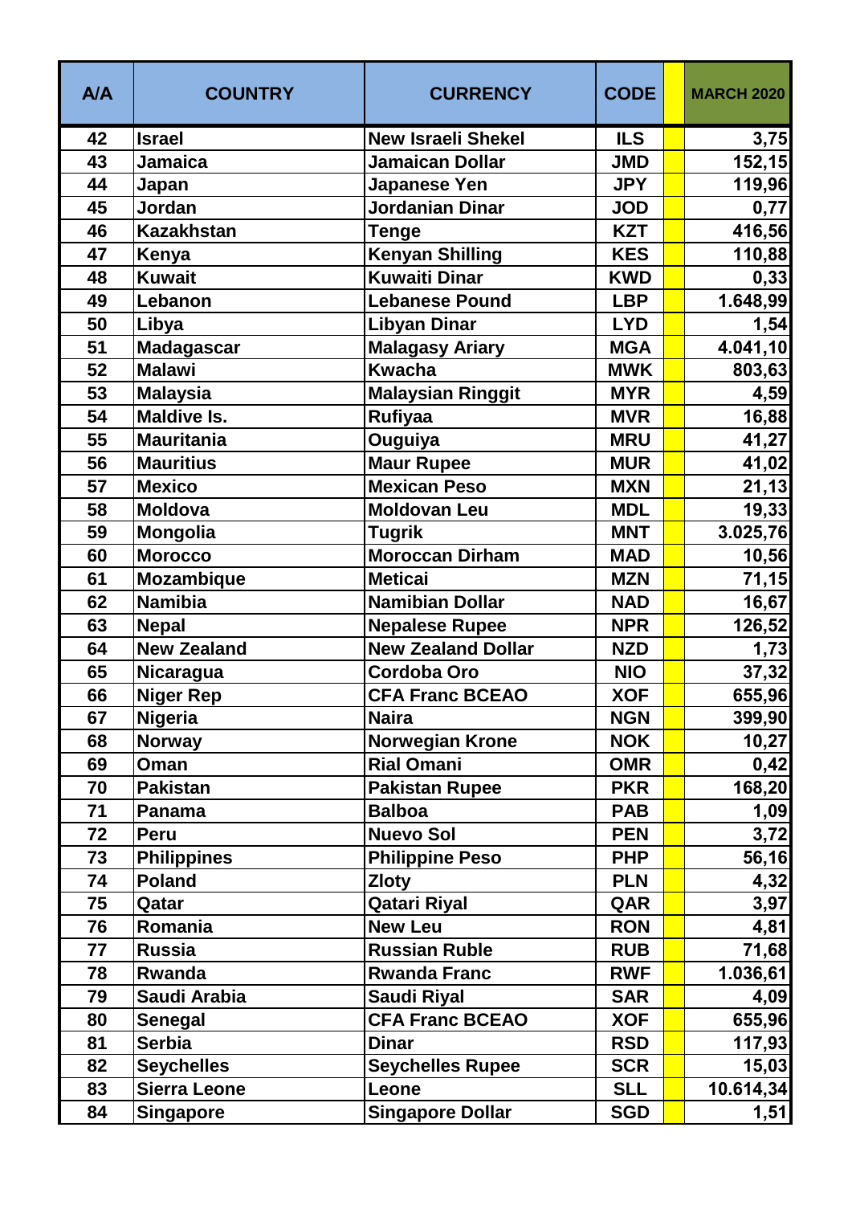| A/A | COUNTRY | CURRENCY | CODE | | MARCH 2020 |
|---|---|---|---|---|---|
| 42 | Israel | New Israeli Shekel | ILS | | 3,75 |
| 43 | Jamaica | Jamaican Dollar | JMD | | 152,15 |
| 44 | Japan | Japanese Yen | JPY | | 119,96 |
| 45 | Jordan | Jordanian Dinar | JOD | | 0,77 |
| 46 | Kazakhstan | Tenge | KZT | | 416,56 |
| 47 | Kenya | Kenyan Shilling | KES | | 110,88 |
| 48 | Kuwait | Kuwaiti Dinar | KWD | | 0,33 |
| 49 | Lebanon | Lebanese Pound | LBP | | 1.648,99 |
| 50 | Libya | Libyan Dinar | LYD | | 1,54 |
| 51 | Madagascar | Malagasy Ariary | MGA | | 4.041,10 |
| 52 | Malawi | Kwacha | MWK | | 803,63 |
| 53 | Malaysia | Malaysian Ringgit | MYR | | 4,59 |
| 54 | Maldive Is. | Rufiyaa | MVR | | 16,88 |
| 55 | Mauritania | Ouguiya | MRU | | 41,27 |
| 56 | Mauritius | Maur Rupee | MUR | | 41,02 |
| 57 | Mexico | Mexican Peso | MXN | | 21,13 |
| 58 | Moldova | Moldovan Leu | MDL | | 19,33 |
| 59 | Mongolia | Tugrik | MNT | | 3.025,76 |
| 60 | Morocco | Moroccan Dirham | MAD | | 10,56 |
| 61 | Mozambique | Meticai | MZN | | 71,15 |
| 62 | Namibia | Namibian Dollar | NAD | | 16,67 |
| 63 | Nepal | Nepalese Rupee | NPR | | 126,52 |
| 64 | New Zealand | New Zealand Dollar | NZD | | 1,73 |
| 65 | Nicaragua | Cordoba Oro | NIO | | 37,32 |
| 66 | Niger Rep | CFA Franc BCEAO | XOF | | 655,96 |
| 67 | Nigeria | Naira | NGN | | 399,90 |
| 68 | Norway | Norwegian Krone | NOK | | 10,27 |
| 69 | Oman | Rial Omani | OMR | | 0,42 |
| 70 | Pakistan | Pakistan Rupee | PKR | | 168,20 |
| 71 | Panama | Balboa | PAB | | 1,09 |
| 72 | Peru | Nuevo Sol | PEN | | 3,72 |
| 73 | Philippines | Philippine Peso | PHP | | 56,16 |
| 74 | Poland | Zloty | PLN | | 4,32 |
| 75 | Qatar | Qatari Riyal | QAR | | 3,97 |
| 76 | Romania | New Leu | RON | | 4,81 |
| 77 | Russia | Russian Ruble | RUB | | 71,68 |
| 78 | Rwanda | Rwanda Franc | RWF | | 1.036,61 |
| 79 | Saudi Arabia | Saudi Riyal | SAR | | 4,09 |
| 80 | Senegal | CFA Franc BCEAO | XOF | | 655,96 |
| 81 | Serbia | Dinar | RSD | | 117,93 |
| 82 | Seychelles | Seychelles Rupee | SCR | | 15,03 |
| 83 | Sierra Leone | Leone | SLL | | 10.614,34 |
| 84 | Singapore | Singapore Dollar | SGD | | 1,51 |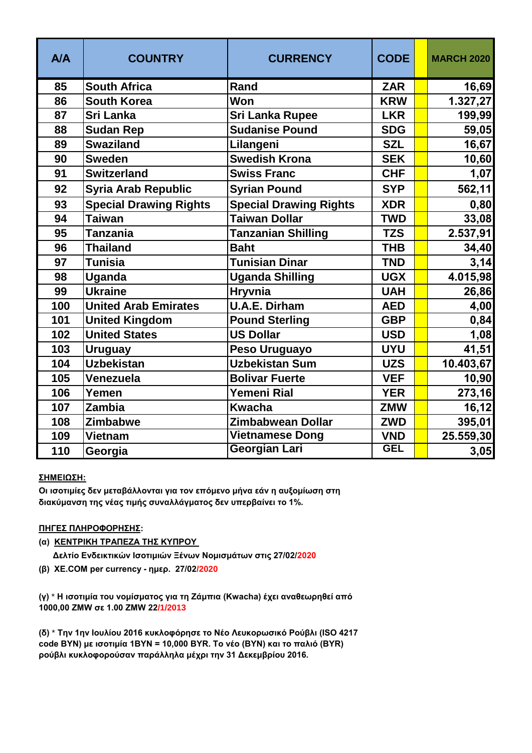| A/A | COUNTRY | CURRENCY | CODE | | MARCH 2020 |
|---|---|---|---|---|---|
| 85 | South Africa | Rand | ZAR | | 16,69 |
| 86 | South Korea | Won | KRW | | 1.327,27 |
| 87 | Sri Lanka | Sri Lanka Rupee | LKR | | 199,99 |
| 88 | Sudan Rep | Sudanise Pound | SDG | | 59,05 |
| 89 | Swaziland | Lilangeni | SZL | | 16,67 |
| 90 | Sweden | Swedish Krona | SEK | | 10,60 |
| 91 | Switzerland | Swiss Franc | CHF | | 1,07 |
| 92 | Syria Arab Republic | Syrian Pound | SYP | | 562,11 |
| 93 | Special Drawing Rights | Special Drawing Rights | XDR | | 0,80 |
| 94 | Taiwan | Taiwan Dollar | TWD | | 33,08 |
| 95 | Tanzania | Tanzanian Shilling | TZS | | 2.537,91 |
| 96 | Thailand | Baht | THB | | 34,40 |
| 97 | Tunisia | Tunisian Dinar | TND | | 3,14 |
| 98 | Uganda | Uganda Shilling | UGX | | 4.015,98 |
| 99 | Ukraine | Hryvnia | UAH | | 26,86 |
| 100 | United Arab Emirates | U.A.E. Dirham | AED | | 4,00 |
| 101 | United Kingdom | Pound Sterling | GBP | | 0,84 |
| 102 | United States | US Dollar | USD | | 1,08 |
| 103 | Uruguay | Peso Uruguayo | UYU | | 41,51 |
| 104 | Uzbekistan | Uzbekistan Sum | UZS | | 10.403,67 |
| 105 | Venezuela | Bolivar Fuerte | VEF | | 10,90 |
| 106 | Yemen | Yemeni Rial | YER | | 273,16 |
| 107 | Zambia | Kwacha | ZMW | | 16,12 |
| 108 | Zimbabwe | Zimbabwean Dollar | ZWD | | 395,01 |
| 109 | Vietnam | Vietnamese Dong | VND | | 25.559,30 |
| 110 | Georgia | Georgian Lari | GEL | | 3,05 |

**ΣΗΜΕΙΩΣΗ:**

**Οι ισοτιμίες δεν μεταβάλλονται για τον επόμενο μήνα εάν η αυξομίωση στη διακύμανση της νέας τιμής συναλλάγματος δεν υπερβαίνει το 1%.**

**ΠΗΓΕΣ ΠΛΗΡΟΦΟΡΗΣΗΣ:**

**(α) ΚΕΝΤΡΙΚΗ ΤΡΑΠΕΖΑ ΤΗΣ ΚΥΠΡΟΥ**

**Δελτίο Ενδεικτικών Ισοτιμιών Ξένων Νομισμάτων στις 27/02/2020**

**(β) XE.COM per currency - ημερ. 27/02/2020**

**(γ) * Η ισοτιμία του νομίσματος για τη Ζάμπια (Kwacha) έχει αναθεωρηθεί από 1000,00 ZMW σε 1.00 ZMW 22/1/2013**

**(δ) * Την 1ην Ιουλίου 2016 κυκλοφόρησε το Νέο Λευκορωσικό Ρούβλι (ISO 4217 code BYN) με ισοτιμία 1BYN = 10,000 BYR. Το νέο (BYN) και το παλιό (BYR) ρούβλι κυκλοφορούσαν παράλληλα μέχρι την 31 Δεκεμβρίου 2016.**